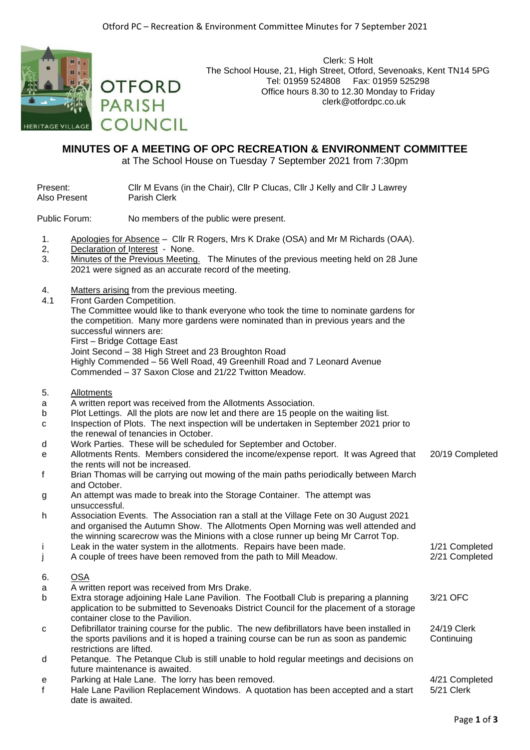OTFORD PARISH COUNCIL

HERITAGE VILLAGE

Clerk: S Holt
The School House, 21, High Street, Otford, Sevenoaks, Kent TN14 5PG
Tel: 01959 524808 Fax: 01959 525298
Office hours 8.30 to 12.30 Monday to Friday
clerk@otfordpc.co.uk

# MINUTES OF A MEETING OF OPC RECREATION & ENVIRONMENT COMMITTEE

at The School House on Tuesday 7 September 2021 from 7:30pm

Present: Cllr M Evans (in the Chair), Cllr P Clucas, Cllr J Kelly and Cllr J Lawrey
Also Present: Parish Clerk

Public Forum: No members of the public were present.

1. Apologies for Absence – Cllr R Rogers, Mrs K Drake (OSA) and Mr M Richards (OAA).
2, Declaration of Interest - None.
3. Minutes of the Previous Meeting. The Minutes of the previous meeting held on 28 June 2021 were signed as an accurate record of the meeting.

4. Matters arising from the previous meeting.

4.1 Front Garden Competition.
The Committee would like to thank everyone who took the time to nominate gardens for the competition. Many more gardens were nominated than in previous years and the successful winners are:
First – Bridge Cottage East
Joint Second – 38 High Street and 23 Broughton Road
Highly Commended – 56 Well Road, 49 Greenhill Road and 7 Leonard Avenue
Commended – 37 Saxon Close and 21/22 Twitton Meadow.

5. Allotments

| | | |
|---|---|---|
| a | A written report was received from the Allotments Association. | |
| b | Plot Lettings. All the plots are now let and there are 15 people on the waiting list. | |
| c | Inspection of Plots. The next inspection will be undertaken in September 2021 prior to the renewal of tenancies in October. | |
| d | Work Parties. These will be scheduled for September and October. | |
| e | Allotments Rents. Members considered the income/expense report. It was Agreed that the rents will not be increased. | 20/19 Completed |
| f | Brian Thomas will be carrying out mowing of the main paths periodically between March and October. | |
| g | An attempt was made to break into the Storage Container. The attempt was unsuccessful. | |
| h | Association Events. The Association ran a stall at the Village Fete on 30 August 2021 and organised the Autumn Show. The Allotments Open Morning was well attended and the winning scarecrow was the Minions with a close runner up being Mr Carrot Top. | |
| i | Leak in the water system in the allotments. Repairs have been made. | 1/21 Completed |
| j | A couple of trees have been removed from the path to Mill Meadow. | 2/21 Completed |

6. OSA

| | | |
|---|---|---|
| a | A written report was received from Mrs Drake. | |
| b | Extra storage adjoining Hale Lane Pavilion. The Football Club is preparing a planning application to be submitted to Sevenoaks District Council for the placement of a storage container close to the Pavilion. | 3/21 OFC |
| c | Defibrillator training course for the public. The new defibrillators have been installed in the sports pavilions and it is hoped a training course can be run as soon as pandemic restrictions are lifted. | 24/19 Clerk Continuing |
| d | Petanque. The Petanque Club is still unable to hold regular meetings and decisions on future maintenance is awaited. | |
| e | Parking at Hale Lane. The lorry has been removed. | 4/21 Completed |
| f | Hale Lane Pavilion Replacement Windows. A quotation has been accepted and a start date is awaited. | 5/21 Clerk |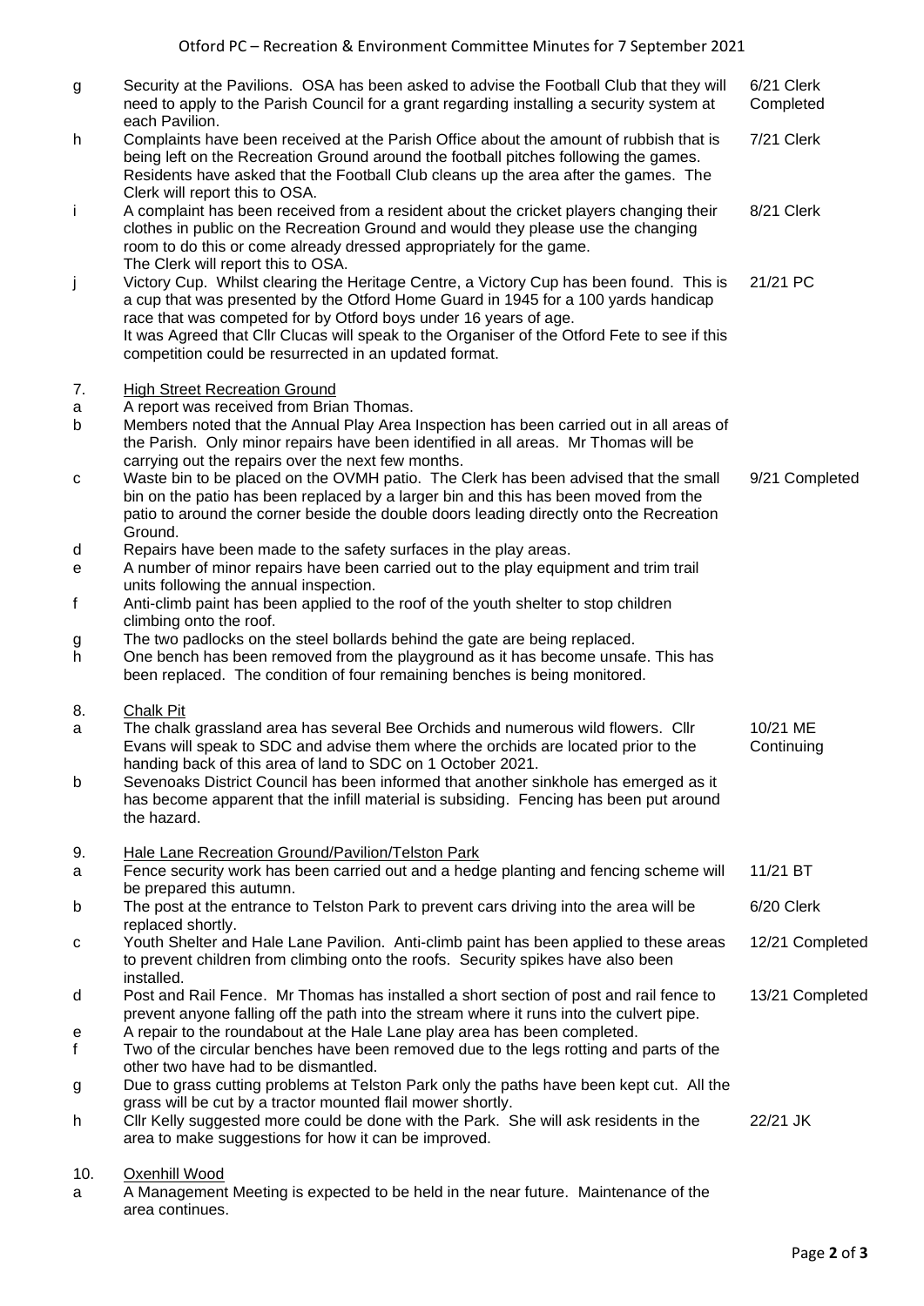| | | |
|---|---|---|
| g | Security at the Pavilions. OSA has been asked to advise the Football Club that they will need to apply to the Parish Council for a grant regarding installing a security system at each Pavilion. | 6/21 Clerk Completed |
| h | Complaints have been received at the Parish Office about the amount of rubbish that is being left on the Recreation Ground around the football pitches following the games. Residents have asked that the Football Club cleans up the area after the games. The Clerk will report this to OSA. | 7/21 Clerk |
| i | A complaint has been received from a resident about the cricket players changing their clothes in public on the Recreation Ground and would they please use the changing room to do this or come already dressed appropriately for the game. The Clerk will report this to OSA. | 8/21 Clerk |
| j | Victory Cup. Whilst clearing the Heritage Centre, a Victory Cup has been found. This is a cup that was presented by the Otford Home Guard in 1945 for a 100 yards handicap race that was competed for by Otford boys under 16 years of age. It was Agreed that Cllr Clucas will speak to the Organiser of the Otford Fete to see if this competition could be resurrected in an updated format. | 21/21 PC |
| **7.** | **High Street Recreation Ground** | |
| a | A report was received from Brian Thomas. | |
| b | Members noted that the Annual Play Area Inspection has been carried out in all areas of the Parish. Only minor repairs have been identified in all areas. Mr Thomas will be carrying out the repairs over the next few months. | |
| c | Waste bin to be placed on the OVMH patio. The Clerk has been advised that the small bin on the patio has been replaced by a larger bin and this has been moved from the patio to around the corner beside the double doors leading directly onto the Recreation Ground. | 9/21 Completed |
| d | Repairs have been made to the safety surfaces in the play areas. | |
| e | A number of minor repairs have been carried out to the play equipment and trim trail units following the annual inspection. | |
| f | Anti-climb paint has been applied to the roof of the youth shelter to stop children climbing onto the roof. | |
| g | The two padlocks on the steel bollards behind the gate are being replaced. | |
| h | One bench has been removed from the playground as it has become unsafe. This has been replaced. The condition of four remaining benches is being monitored. | |
| **8.** | **Chalk Pit** | |
| a | The chalk grassland area has several Bee Orchids and numerous wild flowers. Cllr Evans will speak to SDC and advise them where the orchids are located prior to the handing back of this area of land to SDC on 1 October 2021. | 10/21 ME Continuing |
| b | Sevenoaks District Council has been informed that another sinkhole has emerged as it has become apparent that the infill material is subsiding. Fencing has been put around the hazard. | |
| **9.** | **Hale Lane Recreation Ground/Pavilion/Telston Park** | |
| a | Fence security work has been carried out and a hedge planting and fencing scheme will be prepared this autumn. | 11/21 BT |
| b | The post at the entrance to Telston Park to prevent cars driving into the area will be replaced shortly. | 6/20 Clerk |
| c | Youth Shelter and Hale Lane Pavilion. Anti-climb paint has been applied to these areas to prevent children from climbing onto the roofs. Security spikes have also been installed. | 12/21 Completed |
| d | Post and Rail Fence. Mr Thomas has installed a short section of post and rail fence to prevent anyone falling off the path into the stream where it runs into the culvert pipe. | 13/21 Completed |
| e | A repair to the roundabout at the Hale Lane play area has been completed. | |
| f | Two of the circular benches have been removed due to the legs rotting and parts of the other two have had to be dismantled. | |
| g | Due to grass cutting problems at Telston Park only the paths have been kept cut. All the grass will be cut by a tractor mounted flail mower shortly. | |
| h | Cllr Kelly suggested more could be done with the Park. She will ask residents in the area to make suggestions for how it can be improved. | 22/21 JK |
| **10.** | **Oxenhill Wood** | |
| a | A Management Meeting is expected to be held in the near future. Maintenance of the area continues. | |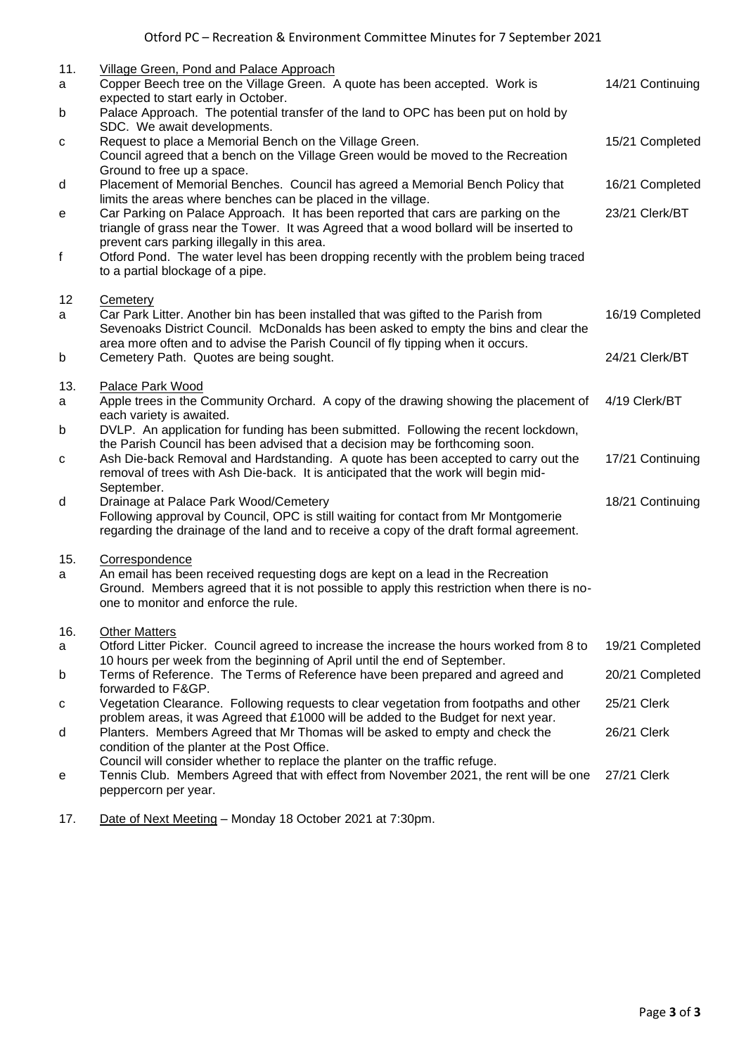| | | |
|---|---|---|
| 11. | Village Green, Pond and Palace Approach | |
| a | Copper Beech tree on the Village Green. A quote has been accepted. Work is expected to start early in October. | 14/21 Continuing |
| b | Palace Approach. The potential transfer of the land to OPC has been put on hold by SDC. We await developments. | |
| c | Request to place a Memorial Bench on the Village Green. Council agreed that a bench on the Village Green would be moved to the Recreation Ground to free up a space. | 15/21 Completed |
| d | Placement of Memorial Benches. Council has agreed a Memorial Bench Policy that limits the areas where benches can be placed in the village. | 16/21 Completed |
| e | Car Parking on Palace Approach. It has been reported that cars are parking on the triangle of grass near the Tower. It was Agreed that a wood bollard will be inserted to prevent cars parking illegally in this area. | 23/21 Clerk/BT |
| f | Otford Pond. The water level has been dropping recently with the problem being traced to a partial blockage of a pipe. | |
| 12 | Cemetery | |
| a | Car Park Litter. Another bin has been installed that was gifted to the Parish from Sevenoaks District Council. McDonalds has been asked to empty the bins and clear the area more often and to advise the Parish Council of fly tipping when it occurs. | 16/19 Completed |
| b | Cemetery Path. Quotes are being sought. | 24/21 Clerk/BT |
| 13. | Palace Park Wood | |
| a | Apple trees in the Community Orchard. A copy of the drawing showing the placement of each variety is awaited. | 4/19 Clerk/BT |
| b | DVLP. An application for funding has been submitted. Following the recent lockdown, the Parish Council has been advised that a decision may be forthcoming soon. | |
| c | Ash Die-back Removal and Hardstanding. A quote has been accepted to carry out the removal of trees with Ash Die-back. It is anticipated that the work will begin mid-September. | 17/21 Continuing |
| d | Drainage at Palace Park Wood/Cemetery Following approval by Council, OPC is still waiting for contact from Mr Montgomerie regarding the drainage of the land and to receive a copy of the draft formal agreement. | 18/21 Continuing |
| 15. | Correspondence | |
| a | An email has been received requesting dogs are kept on a lead in the Recreation Ground. Members agreed that it is not possible to apply this restriction when there is no-one to monitor and enforce the rule. | |
| 16. | Other Matters | |
| a | Otford Litter Picker. Council agreed to increase the increase the hours worked from 8 to 10 hours per week from the beginning of April until the end of September. | 19/21 Completed |
| b | Terms of Reference. The Terms of Reference have been prepared and agreed and forwarded to F&GP. | 20/21 Completed |
| c | Vegetation Clearance. Following requests to clear vegetation from footpaths and other problem areas, it was Agreed that £1000 will be added to the Budget for next year. | 25/21 Clerk |
| d | Planters. Members Agreed that Mr Thomas will be asked to empty and check the condition of the planter at the Post Office. Council will consider whether to replace the planter on the traffic refuge. | 26/21 Clerk |
| e | Tennis Club. Members Agreed that with effect from November 2021, the rent will be one peppercorn per year. | 27/21 Clerk |
| 17. | Date of Next Meeting – Monday 18 October 2021 at 7:30pm. | |